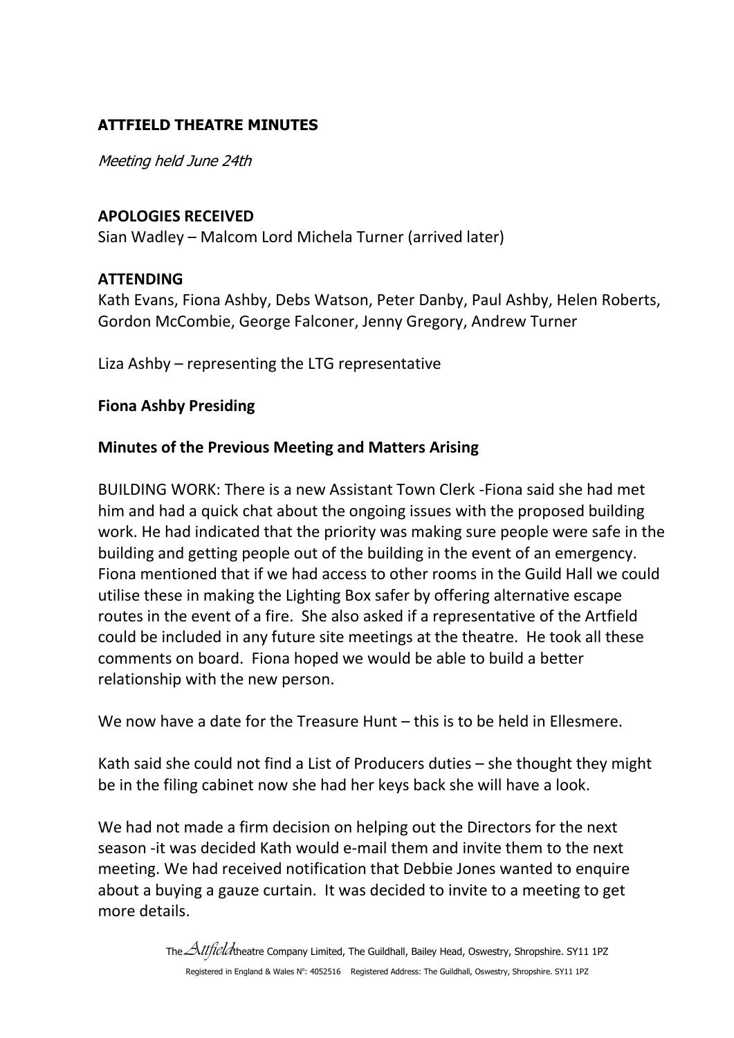## ATTFIELD THEATRE MINUTES

*Meeting held June 24th*

### APOLOGIES RECEIVED

Sian Wadley – Malcom Lord Michela Turner (arrived later)

### ATTENDING

Kath Evans, Fiona Ashby, Debs Watson, Peter Danby, Paul Ashby, Helen Roberts, Gordon McCombie, George Falconer, Jenny Gregory, Andrew Turner

Liza Ashby – representing the LTG representative

**Fiona Ashby Presiding**

### Minutes of the Previous Meeting and Matters Arising

BUILDING WORK: There is a new Assistant Town Clerk -Fiona said she had met him and had a quick chat about the ongoing issues with the proposed building work. He had indicated that the priority was making sure people were safe in the building and getting people out of the building in the event of an emergency. Fiona mentioned that if we had access to other rooms in the Guild Hall we could utilise these in making the Lighting Box safer by offering alternative escape routes in the event of a fire. She also asked if a representative of the Artfield could be included in any future site meetings at the theatre. He took all these comments on board. Fiona hoped we would be able to build a better relationship with the new person.

We now have a date for the Treasure Hunt – this is to be held in Ellesmere.

Kath said she could not find a List of Producers duties – she thought they might be in the filing cabinet now she had her keys back she will have a look.

We had not made a firm decision on helping out the Directors for the next season -it was decided Kath would e-mail them and invite them to the next meeting. We had received notification that Debbie Jones wanted to enquire about a buying a gauze curtain. It was decided to invite to a meeting to get more details.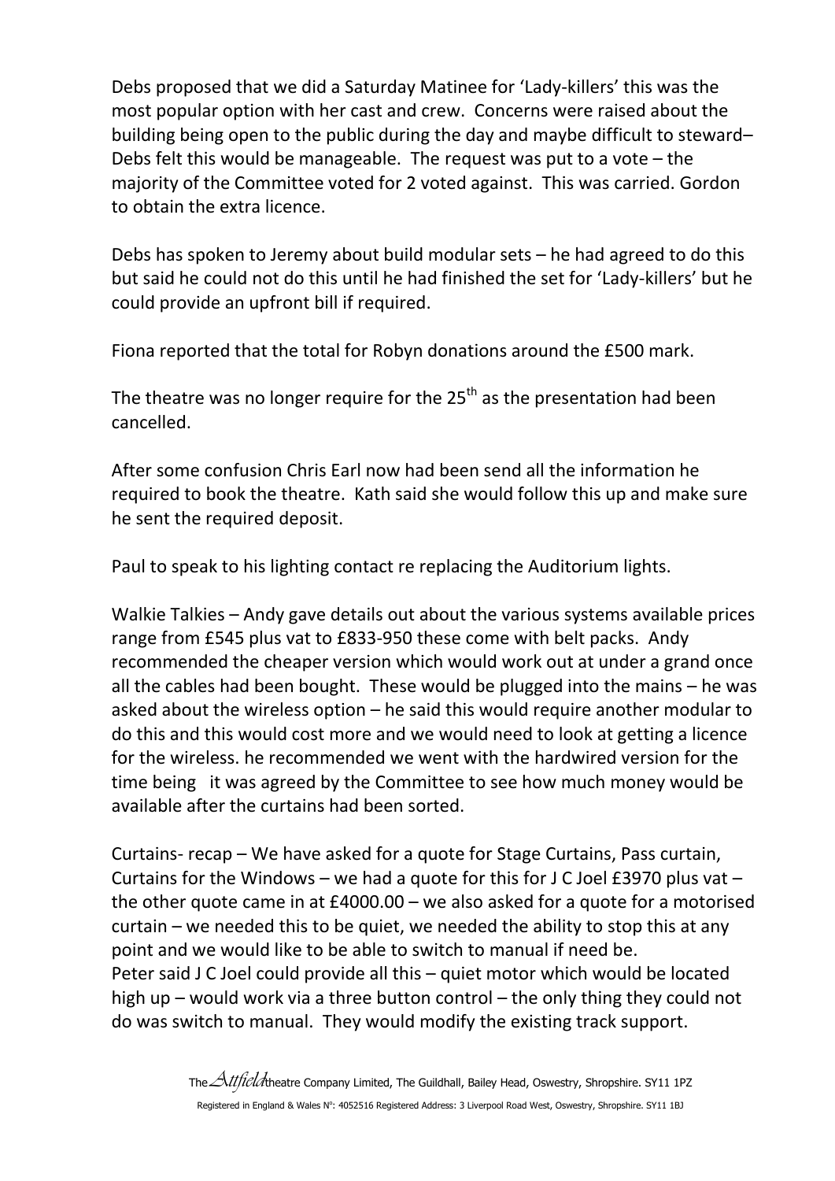Debs proposed that we did a Saturday Matinee for 'Lady-killers' this was the most popular option with her cast and crew. Concerns were raised about the building being open to the public during the day and maybe difficult to steward– Debs felt this would be manageable. The request was put to a vote – the majority of the Committee voted for 2 voted against. This was carried. Gordon to obtain the extra licence.

Debs has spoken to Jeremy about build modular sets – he had agreed to do this but said he could not do this until he had finished the set for 'Lady-killers' but he could provide an upfront bill if required.

Fiona reported that the total for Robyn donations around the £500 mark.

The theatre was no longer require for the 25th as the presentation had been cancelled.

After some confusion Chris Earl now had been send all the information he required to book the theatre. Kath said she would follow this up and make sure he sent the required deposit.

Paul to speak to his lighting contact re replacing the Auditorium lights.

Walkie Talkies – Andy gave details out about the various systems available prices range from £545 plus vat to £833-950 these come with belt packs. Andy recommended the cheaper version which would work out at under a grand once all the cables had been bought. These would be plugged into the mains – he was asked about the wireless option – he said this would require another modular to do this and this would cost more and we would need to look at getting a licence for the wireless. he recommended we went with the hardwired version for the time being it was agreed by the Committee to see how much money would be available after the curtains had been sorted.

Curtains- recap – We have asked for a quote for Stage Curtains, Pass curtain, Curtains for the Windows – we had a quote for this for J C Joel £3970 plus vat – the other quote came in at £4000.00 – we also asked for a quote for a motorised curtain – we needed this to be quiet, we needed the ability to stop this at any point and we would like to be able to switch to manual if need be.
Peter said J C Joel could provide all this – quiet motor which would be located high up – would work via a three button control – the only thing they could not do was switch to manual. They would modify the existing track support.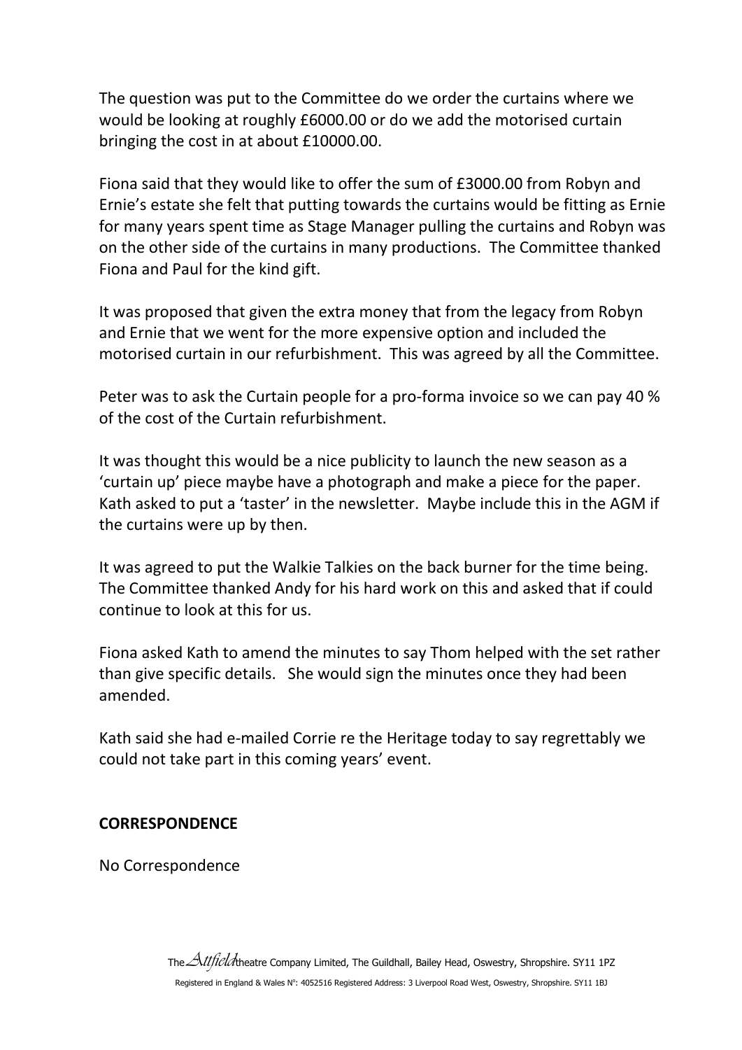The question was put to the Committee do we order the curtains where we would be looking at roughly £6000.00 or do we add the motorised curtain bringing the cost in at about £10000.00.

Fiona said that they would like to offer the sum of £3000.00 from Robyn and Ernie's estate she felt that putting towards the curtains would be fitting as Ernie for many years spent time as Stage Manager pulling the curtains and Robyn was on the other side of the curtains in many productions. The Committee thanked Fiona and Paul for the kind gift.

It was proposed that given the extra money that from the legacy from Robyn and Ernie that we went for the more expensive option and included the motorised curtain in our refurbishment. This was agreed by all the Committee.

Peter was to ask the Curtain people for a pro-forma invoice so we can pay 40 % of the cost of the Curtain refurbishment.

It was thought this would be a nice publicity to launch the new season as a 'curtain up' piece maybe have a photograph and make a piece for the paper. Kath asked to put a 'taster' in the newsletter. Maybe include this in the AGM if the curtains were up by then.

It was agreed to put the Walkie Talkies on the back burner for the time being. The Committee thanked Andy for his hard work on this and asked that if could continue to look at this for us.

Fiona asked Kath to amend the minutes to say Thom helped with the set rather than give specific details. She would sign the minutes once they had been amended.

Kath said she had e-mailed Corrie re the Heritage today to say regrettably we could not take part in this coming years' event.

**CORRESPONDENCE**

No Correspondence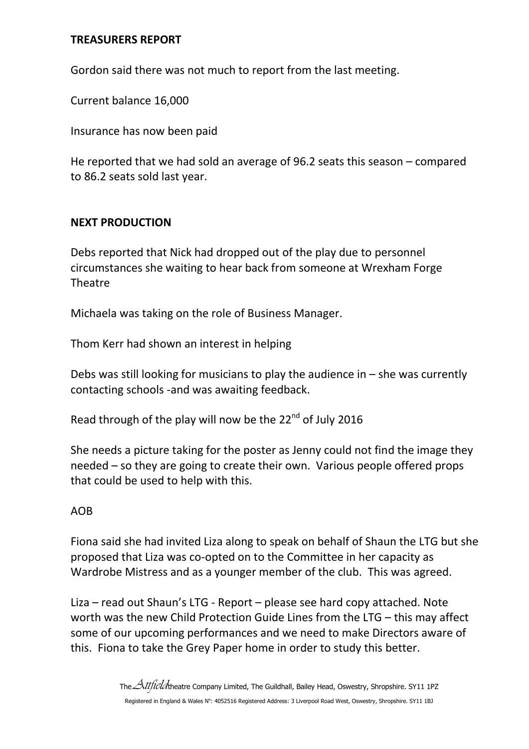**TREASURERS REPORT**

Gordon said there was not much to report from the last meeting.

Current balance 16,000

Insurance has now been paid

He reported that we had sold an average of 96.2 seats this season – compared to 86.2 seats sold last year.

**NEXT PRODUCTION**

Debs reported that Nick had dropped out of the play due to personnel circumstances she waiting to hear back from someone at Wrexham Forge Theatre

Michaela was taking on the role of Business Manager.

Thom Kerr had shown an interest in helping

Debs was still looking for musicians to play the audience in – she was currently contacting schools -and was awaiting feedback.

Read through of the play will now be the 22nd of July 2016

She needs a picture taking for the poster as Jenny could not find the image they needed – so they are going to create their own. Various people offered props that could be used to help with this.

AOB

Fiona said she had invited Liza along to speak on behalf of Shaun the LTG but she proposed that Liza was co-opted on to the Committee in her capacity as Wardrobe Mistress and as a younger member of the club. This was agreed.

Liza – read out Shaun's LTG - Report – please see hard copy attached. Note worth was the new Child Protection Guide Lines from the LTG – this may affect some of our upcoming performances and we need to make Directors aware of this. Fiona to take the Grey Paper home in order to study this better.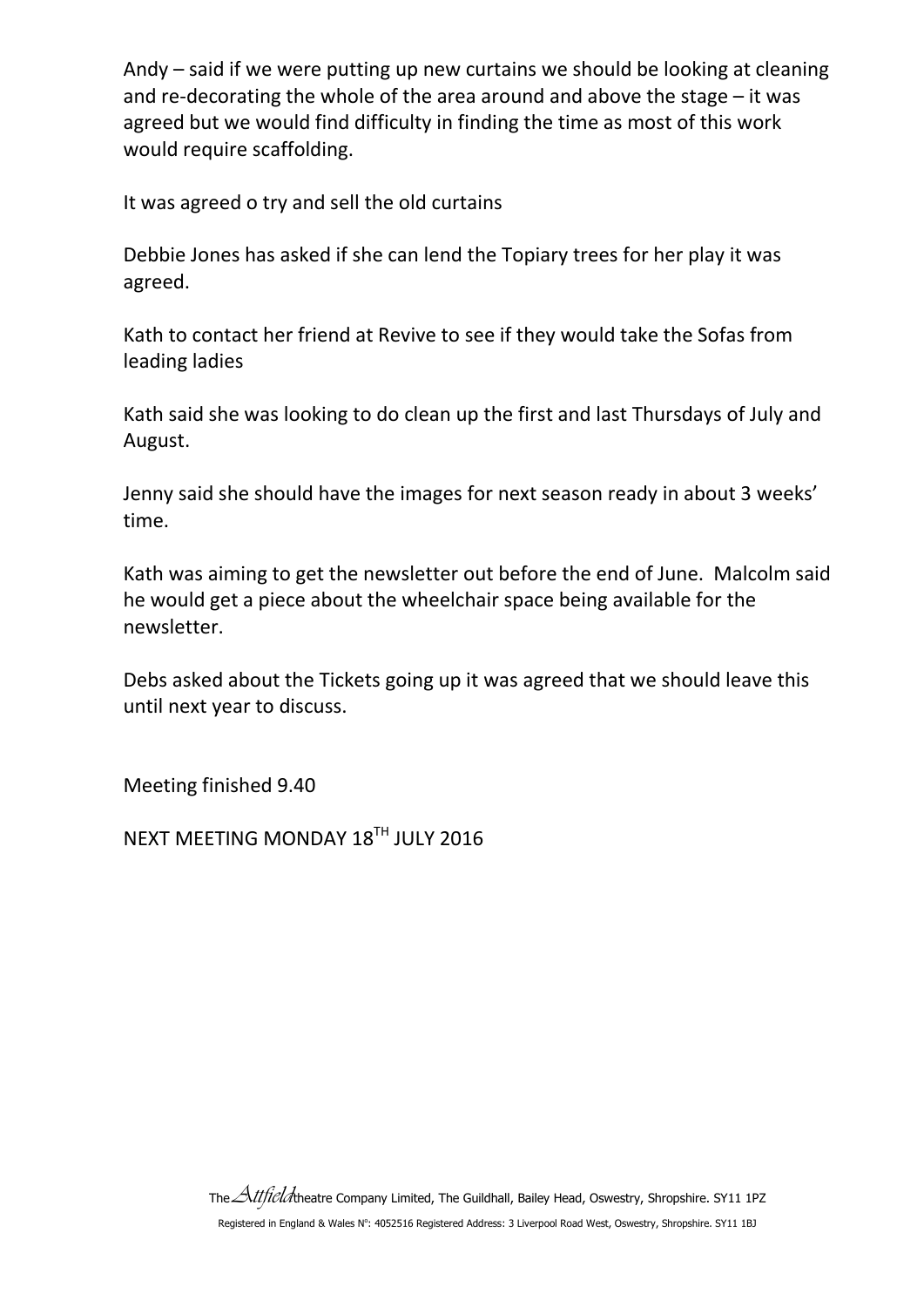Andy – said if we were putting up new curtains we should be looking at cleaning and re-decorating the whole of the area around and above the stage – it was agreed but we would find difficulty in finding the time as most of this work would require scaffolding.

It was agreed o try and sell the old curtains

Debbie Jones has asked if she can lend the Topiary trees for her play it was agreed.

Kath to contact her friend at Revive to see if they would take the Sofas from leading ladies

Kath said she was looking to do clean up the first and last Thursdays of July and August.

Jenny said she should have the images for next season ready in about 3 weeks' time.

Kath was aiming to get the newsletter out before the end of June. Malcolm said he would get a piece about the wheelchair space being available for the newsletter.

Debs asked about the Tickets going up it was agreed that we should leave this until next year to discuss.

Meeting finished 9.40

NEXT MEETING MONDAY 18TH JULY 2016